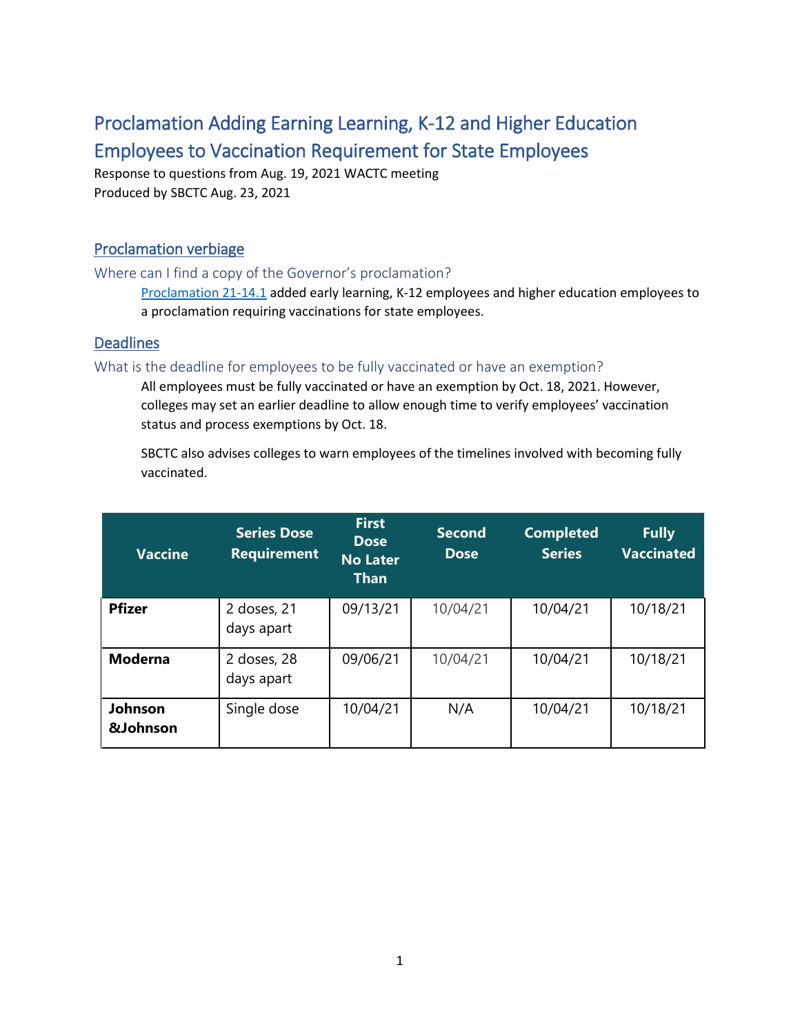# Proclamation Adding Earning Learning, K-12 and Higher Education Employees to Vaccination Requirement for State Employees

Response to questions from Aug. 19, 2021 WACTC meeting
Produced by SBCTC Aug. 23, 2021

## Proclamation verbiage

### Where can I find a copy of the Governor's proclamation?

Proclamation 21-14.1 added early learning, K-12 employees and higher education employees to a proclamation requiring vaccinations for state employees.

## Deadlines

### What is the deadline for employees to be fully vaccinated or have an exemption?

All employees must be fully vaccinated or have an exemption by Oct. 18, 2021. However, colleges may set an earlier deadline to allow enough time to verify employees' vaccination status and process exemptions by Oct. 18.

SBCTC also advises colleges to warn employees of the timelines involved with becoming fully vaccinated.

| Vaccine | Series Dose Requirement | First Dose No Later Than | Second Dose | Completed Series | Fully Vaccinated |
|---|---|---|---|---|---|
| **Pfizer** | 2 doses, 21 days apart | 09/13/21 | 10/04/21 | 10/04/21 | 10/18/21 |
| **Moderna** | 2 doses, 28 days apart | 09/06/21 | 10/04/21 | 10/04/21 | 10/18/21 |
| **Johnson &Johnson** | Single dose | 10/04/21 | N/A | 10/04/21 | 10/18/21 |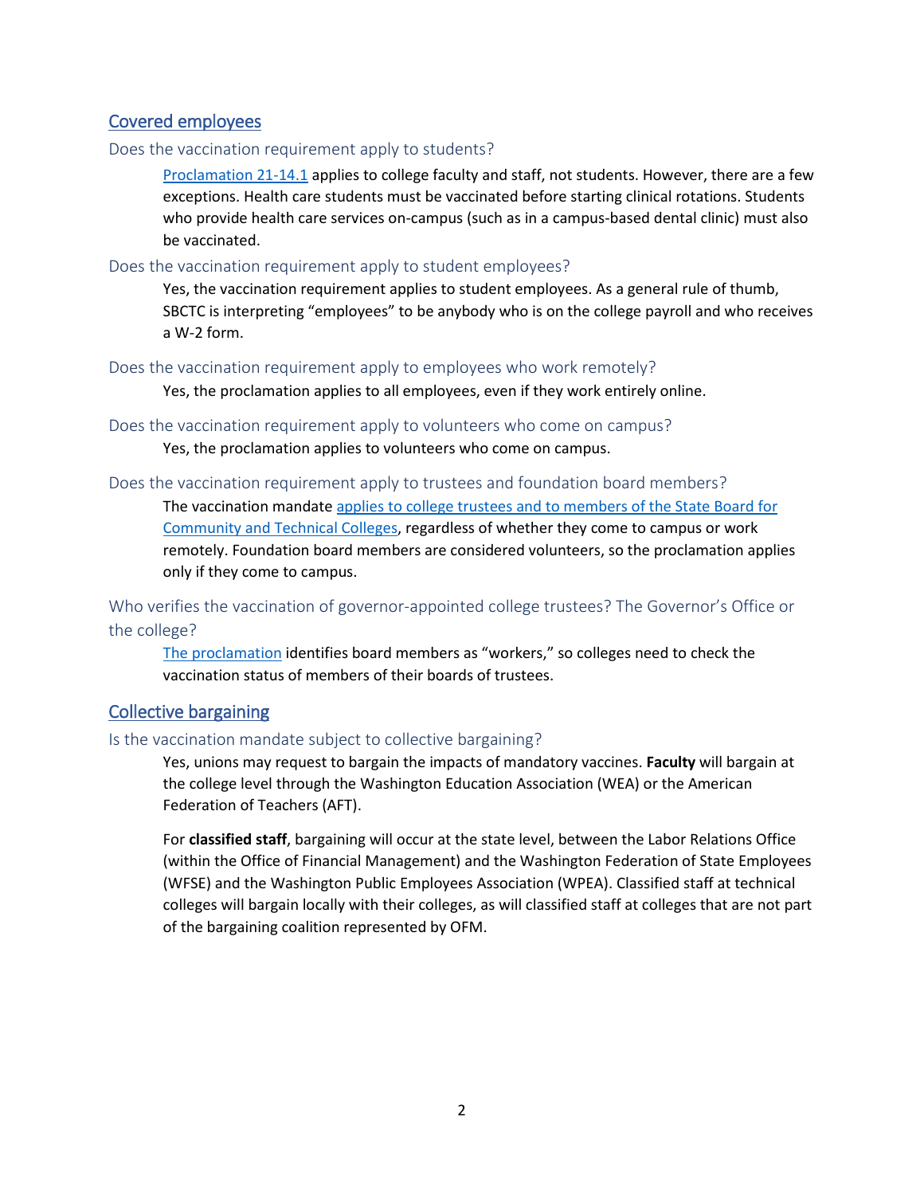## Covered employees

### Does the vaccination requirement apply to students?

Proclamation 21-14.1 applies to college faculty and staff, not students. However, there are a few exceptions. Health care students must be vaccinated before starting clinical rotations. Students who provide health care services on-campus (such as in a campus-based dental clinic) must also be vaccinated.

### Does the vaccination requirement apply to student employees?

Yes, the vaccination requirement applies to student employees. As a general rule of thumb, SBCTC is interpreting "employees" to be anybody who is on the college payroll and who receives a W-2 form.

### Does the vaccination requirement apply to employees who work remotely?

Yes, the proclamation applies to all employees, even if they work entirely online.

### Does the vaccination requirement apply to volunteers who come on campus?

Yes, the proclamation applies to volunteers who come on campus.

### Does the vaccination requirement apply to trustees and foundation board members?

The vaccination mandate applies to college trustees and to members of the State Board for Community and Technical Colleges, regardless of whether they come to campus or work remotely. Foundation board members are considered volunteers, so the proclamation applies only if they come to campus.

### Who verifies the vaccination of governor-appointed college trustees? The Governor's Office or the college?

The proclamation identifies board members as "workers," so colleges need to check the vaccination status of members of their boards of trustees.

## Collective bargaining

### Is the vaccination mandate subject to collective bargaining?

Yes, unions may request to bargain the impacts of mandatory vaccines. **Faculty** will bargain at the college level through the Washington Education Association (WEA) or the American Federation of Teachers (AFT).

For **classified staff**, bargaining will occur at the state level, between the Labor Relations Office (within the Office of Financial Management) and the Washington Federation of State Employees (WFSE) and the Washington Public Employees Association (WPEA). Classified staff at technical colleges will bargain locally with their colleges, as will classified staff at colleges that are not part of the bargaining coalition represented by OFM.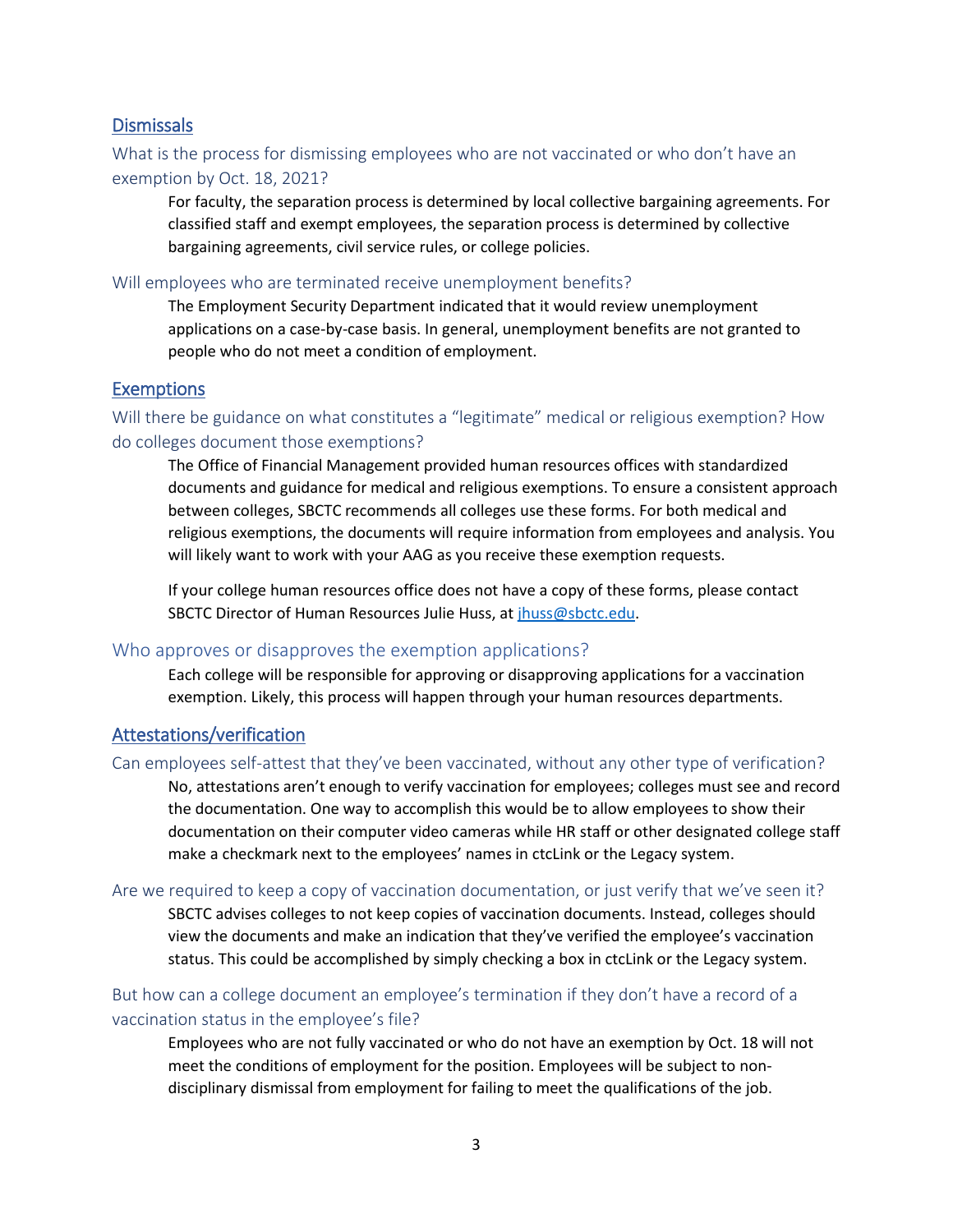## Dismissals

### What is the process for dismissing employees who are not vaccinated or who don't have an exemption by Oct. 18, 2021?

For faculty, the separation process is determined by local collective bargaining agreements. For classified staff and exempt employees, the separation process is determined by collective bargaining agreements, civil service rules, or college policies.

### Will employees who are terminated receive unemployment benefits?

The Employment Security Department indicated that it would review unemployment applications on a case-by-case basis. In general, unemployment benefits are not granted to people who do not meet a condition of employment.

## Exemptions

### Will there be guidance on what constitutes a "legitimate" medical or religious exemption? How do colleges document those exemptions?

The Office of Financial Management provided human resources offices with standardized documents and guidance for medical and religious exemptions. To ensure a consistent approach between colleges, SBCTC recommends all colleges use these forms. For both medical and religious exemptions, the documents will require information from employees and analysis. You will likely want to work with your AAG as you receive these exemption requests.

If your college human resources office does not have a copy of these forms, please contact SBCTC Director of Human Resources Julie Huss, at [jhuss@sbctc.edu](mailto:jhuss@sbctc.edu).

### Who approves or disapproves the exemption applications?

Each college will be responsible for approving or disapproving applications for a vaccination exemption. Likely, this process will happen through your human resources departments.

## Attestations/verification

### Can employees self-attest that they've been vaccinated, without any other type of verification?

No, attestations aren't enough to verify vaccination for employees; colleges must see and record the documentation. One way to accomplish this would be to allow employees to show their documentation on their computer video cameras while HR staff or other designated college staff make a checkmark next to the employees' names in ctcLink or the Legacy system.

### Are we required to keep a copy of vaccination documentation, or just verify that we've seen it?

SBCTC advises colleges to not keep copies of vaccination documents. Instead, colleges should view the documents and make an indication that they've verified the employee's vaccination status. This could be accomplished by simply checking a box in ctcLink or the Legacy system.

### But how can a college document an employee's termination if they don't have a record of a vaccination status in the employee's file?

Employees who are not fully vaccinated or who do not have an exemption by Oct. 18 will not meet the conditions of employment for the position. Employees will be subject to non-disciplinary dismissal from employment for failing to meet the qualifications of the job.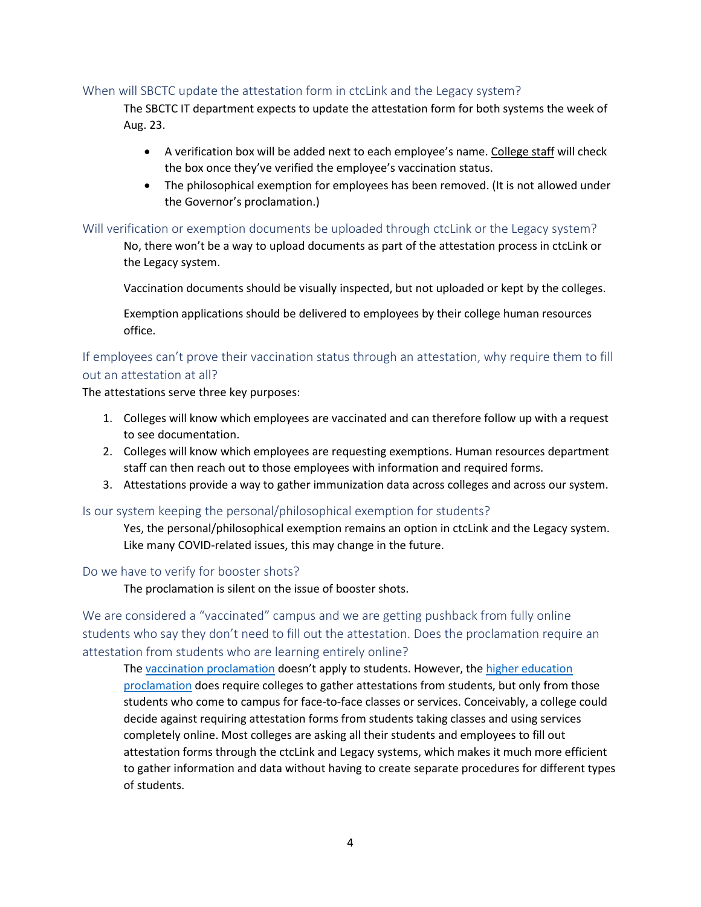### When will SBCTC update the attestation form in ctcLink and the Legacy system?

The SBCTC IT department expects to update the attestation form for both systems the week of Aug. 23.

- A verification box will be added next to each employee's name. College staff will check the box once they've verified the employee's vaccination status.
- The philosophical exemption for employees has been removed. (It is not allowed under the Governor's proclamation.)

### Will verification or exemption documents be uploaded through ctcLink or the Legacy system?

No, there won't be a way to upload documents as part of the attestation process in ctcLink or the Legacy system.

Vaccination documents should be visually inspected, but not uploaded or kept by the colleges.

Exemption applications should be delivered to employees by their college human resources office.

### If employees can't prove their vaccination status through an attestation, why require them to fill out an attestation at all?

The attestations serve three key purposes:

1. Colleges will know which employees are vaccinated and can therefore follow up with a request to see documentation.
2. Colleges will know which employees are requesting exemptions. Human resources department staff can then reach out to those employees with information and required forms.
3. Attestations provide a way to gather immunization data across colleges and across our system.

### Is our system keeping the personal/philosophical exemption for students?

Yes, the personal/philosophical exemption remains an option in ctcLink and the Legacy system. Like many COVID-related issues, this may change in the future.

### Do we have to verify for booster shots?

The proclamation is silent on the issue of booster shots.

### We are considered a "vaccinated" campus and we are getting pushback from fully online students who say they don't need to fill out the attestation. Does the proclamation require an attestation from students who are learning entirely online?

The vaccination proclamation doesn't apply to students. However, the higher education proclamation does require colleges to gather attestations from students, but only from those students who come to campus for face-to-face classes or services. Conceivably, a college could decide against requiring attestation forms from students taking classes and using services completely online. Most colleges are asking all their students and employees to fill out attestation forms through the ctcLink and Legacy systems, which makes it much more efficient to gather information and data without having to create separate procedures for different types of students.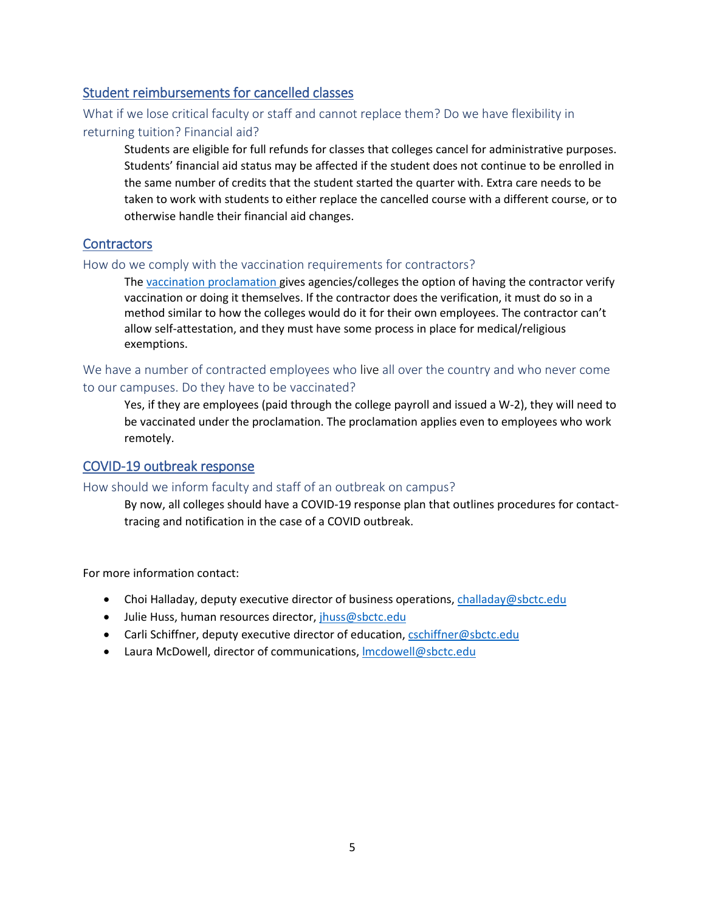## Student reimbursements for cancelled classes

### What if we lose critical faculty or staff and cannot replace them? Do we have flexibility in returning tuition? Financial aid?

Students are eligible for full refunds for classes that colleges cancel for administrative purposes. Students' financial aid status may be affected if the student does not continue to be enrolled in the same number of credits that the student started the quarter with. Extra care needs to be taken to work with students to either replace the cancelled course with a different course, or to otherwise handle their financial aid changes.

## Contractors

### How do we comply with the vaccination requirements for contractors?

The vaccination proclamation gives agencies/colleges the option of having the contractor verify vaccination or doing it themselves. If the contractor does the verification, it must do so in a method similar to how the colleges would do it for their own employees. The contractor can't allow self-attestation, and they must have some process in place for medical/religious exemptions.

### We have a number of contracted employees who live all over the country and who never come to our campuses. Do they have to be vaccinated?

Yes, if they are employees (paid through the college payroll and issued a W-2), they will need to be vaccinated under the proclamation. The proclamation applies even to employees who work remotely.

## COVID-19 outbreak response

### How should we inform faculty and staff of an outbreak on campus?

By now, all colleges should have a COVID-19 response plan that outlines procedures for contact-tracing and notification in the case of a COVID outbreak.

For more information contact:

- Choi Halladay, deputy executive director of business operations, challaday@sbctc.edu
- Julie Huss, human resources director, jhuss@sbctc.edu
- Carli Schiffner, deputy executive director of education, cschiffner@sbctc.edu
- Laura McDowell, director of communications, lmcdowell@sbctc.edu